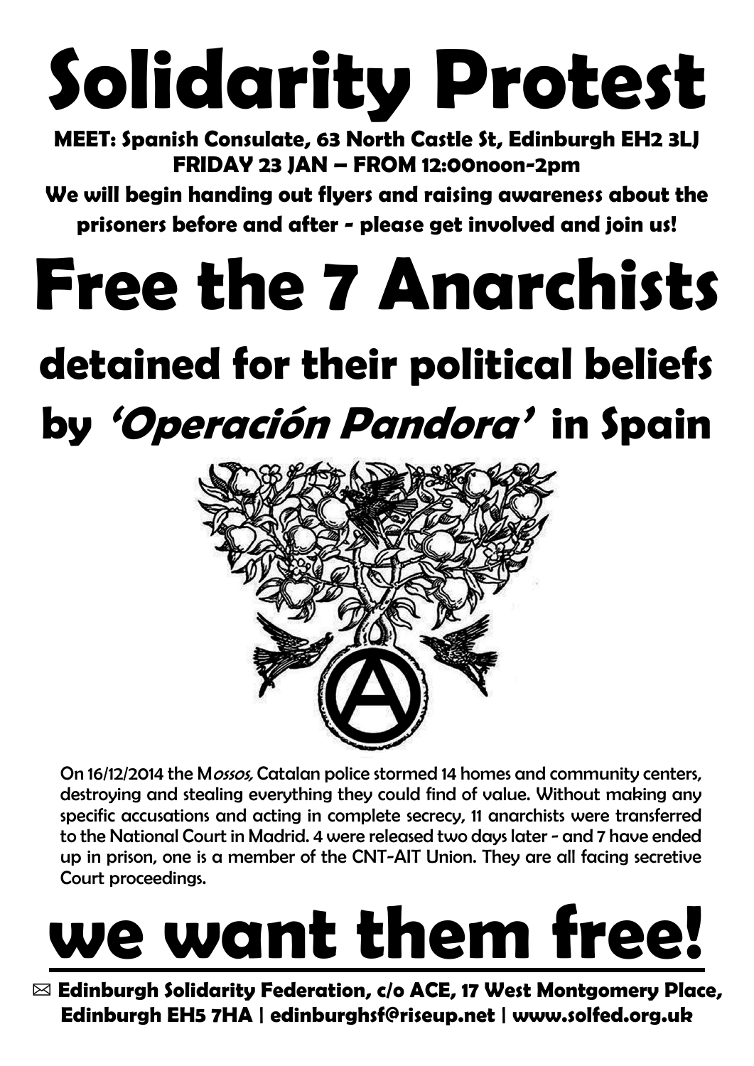# Solidarity Protest

**MEET: Spanish Consulate, 63 North Castle St, Edinburgh EH2 3LJ**
**FRIDAY 23 JAN – FROM 12:00noon-2pm**

**We will begin handing out flyers and raising awareness about the prisoners before and after - please get involved and join us!**

# Free the 7 Anarchists

## detained for their political beliefs by *'Operación Pandora'* in Spain

On 16/12/2014 the M*ossos,* Catalan police stormed 14 homes and community centers, destroying and stealing everything they could find of value. Without making any specific accusations and acting in complete secrecy, 11 anarchists were transferred to the National Court in Madrid. 4 were released two days later - and 7 have ended up in prison, one is a member of the CNT-AIT Union. They are all facing secretive Court proceedings.

# we want them free!

✉ **Edinburgh Solidarity Federation, c/o ACE, 17 West Montgomery Place, Edinburgh EH5 7HA | edinburghsf@riseup.net | www.solfed.org.uk**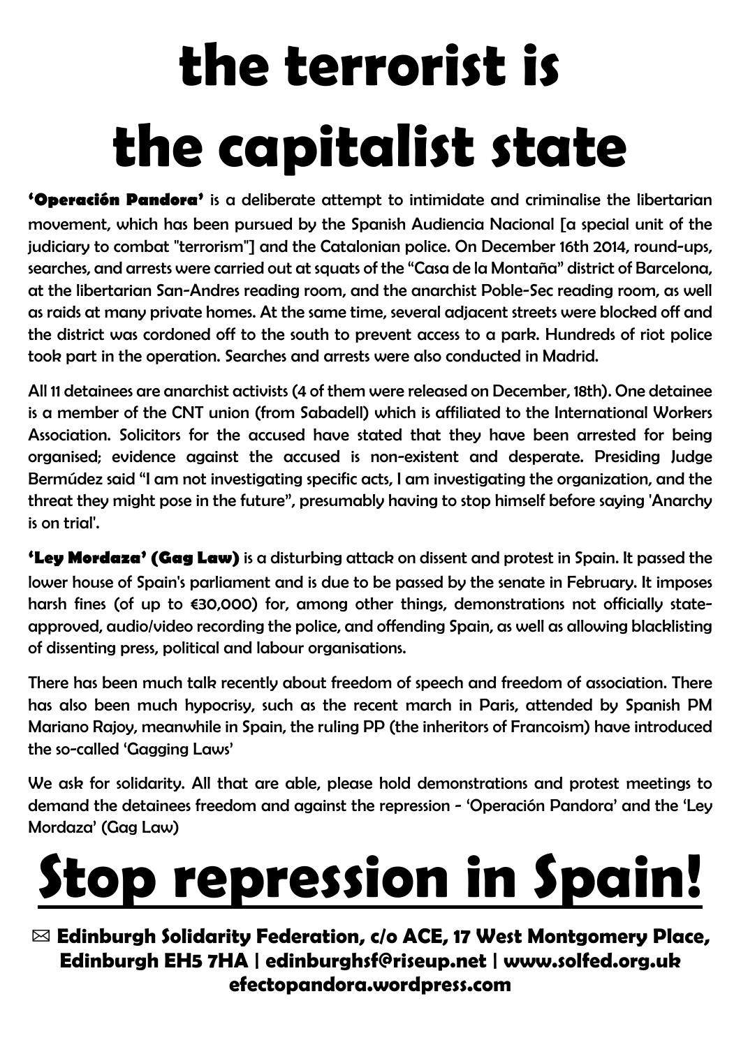# the terrorist is the capitalist state

**'Operación Pandora'** is a deliberate attempt to intimidate and criminalise the libertarian movement, which has been pursued by the Spanish Audiencia Nacional [a special unit of the judiciary to combat "terrorism"] and the Catalonian police. On December 16th 2014, round-ups, searches, and arrests were carried out at squats of the "Casa de la Montaña" district of Barcelona, at the libertarian San-Andres reading room, and the anarchist Poble-Sec reading room, as well as raids at many private homes. At the same time, several adjacent streets were blocked off and the district was cordoned off to the south to prevent access to a park. Hundreds of riot police took part in the operation. Searches and arrests were also conducted in Madrid.

All 11 detainees are anarchist activists (4 of them were released on December, 18th). One detainee is a member of the CNT union (from Sabadell) which is affiliated to the International Workers Association. Solicitors for the accused have stated that they have been arrested for being organised; evidence against the accused is non-existent and desperate. Presiding Judge Bermúdez said "I am not investigating specific acts, I am investigating the organization, and the threat they might pose in the future", presumably having to stop himself before saying 'Anarchy is on trial'.

**'Ley Mordaza' (Gag Law)** is a disturbing attack on dissent and protest in Spain. It passed the lower house of Spain's parliament and is due to be passed by the senate in February. It imposes harsh fines (of up to €30,000) for, among other things, demonstrations not officially state-approved, audio/video recording the police, and offending Spain, as well as allowing blacklisting of dissenting press, political and labour organisations.

There has been much talk recently about freedom of speech and freedom of association. There has also been much hypocrisy, such as the recent march in Paris, attended by Spanish PM Mariano Rajoy, meanwhile in Spain, the ruling PP (the inheritors of Francoism) have introduced the so-called 'Gagging Laws'

We ask for solidarity. All that are able, please hold demonstrations and protest meetings to demand the detainees freedom and against the repression - 'Operación Pandora' and the 'Ley Mordaza' (Gag Law)

# Stop repression in Spain!

**✉ Edinburgh Solidarity Federation, c/o ACE, 17 West Montgomery Place, Edinburgh EH5 7HA | edinburghsf@riseup.net | www.solfed.org.uk efectopandora.wordpress.com**